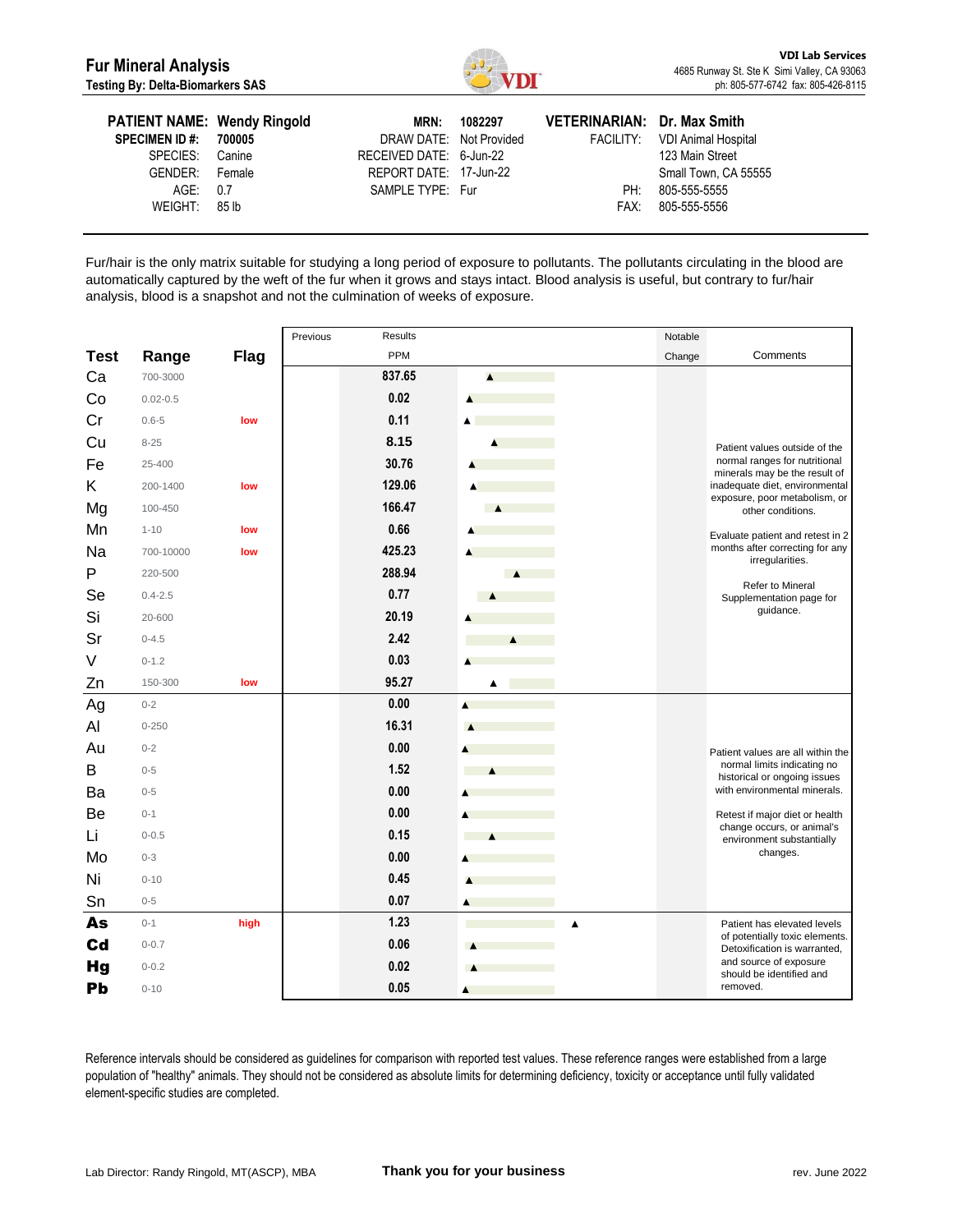# Fur Mineral Analysis

**Testing By: Delta-Biomarkers SAS**

**VDI Lab Services**
4685 Runway St. Ste K Simi Valley, CA 93063
ph: 805-577-6742 fax: 805-426-8115

| | | | | | |
|---|---|---|---|---|---|
| **PATIENT NAME:** | **Wendy Ringold** | **MRN:** | **1082297** | **VETERINARIAN:** | **Dr. Max Smith** |
| **SPECIMEN ID #:** | **700005** | DRAW DATE: | Not Provided | FACILITY: | VDI Animal Hospital |
| SPECIES: | Canine | RECEIVED DATE: | 6-Jun-22 | | 123 Main Street |
| GENDER: | Female | REPORT DATE: | 17-Jun-22 | | Small Town, CA 55555 |
| AGE: | 0.7 | SAMPLE TYPE: | Fur | PH: | 805-555-5555 |
| WEIGHT: | 85 lb | | | FAX: | 805-555-5556 |

Fur/hair is the only matrix suitable for studying a long period of exposure to pollutants. The pollutants circulating in the blood are automatically captured by the weft of the fur when it grows and stays intact. Blood analysis is useful, but contrary to fur/hair analysis, blood is a snapshot and not the culmination of weeks of exposure.

| Test | Range | Flag | Previous | Results PPM | Notable Change | Comments |
|---|---|---|---|---|---|---|
| Ca | 700-3000 | | | 837.65 | | Patient values outside of the normal ranges for nutritional minerals may be the result of inadequate diet, environmental exposure, poor metabolism, or other conditions. Evaluate patient and retest in 2 months after correcting for any irregularities. Refer to Mineral Supplementation page for guidance. |
| Co | 0.02-0.5 | | | 0.02 | | |
| Cr | 0.6-5 | low | | 0.11 | | |
| Cu | 8-25 | | | 8.15 | | |
| Fe | 25-400 | | | 30.76 | | |
| K | 200-1400 | low | | 129.06 | | |
| Mg | 100-450 | | | 166.47 | | |
| Mn | 1-10 | low | | 0.66 | | |
| Na | 700-10000 | low | | 425.23 | | |
| P | 220-500 | | | 288.94 | | |
| Se | 0.4-2.5 | | | 0.77 | | |
| Si | 20-600 | | | 20.19 | | |
| Sr | 0-4.5 | | | 2.42 | | |
| V | 0-1.2 | | | 0.03 | | |
| Zn | 150-300 | low | | 95.27 | | |
| Ag | 0-2 | | | 0.00 | | Patient values are all within the normal limits indicating no historical or ongoing issues with environmental minerals. Retest if major diet or health change occurs, or animal's environment substantially changes. |
| Al | 0-250 | | | 16.31 | | |
| Au | 0-2 | | | 0.00 | | |
| B | 0-5 | | | 1.52 | | |
| Ba | 0-5 | | | 0.00 | | |
| Be | 0-1 | | | 0.00 | | |
| Li | 0-0.5 | | | 0.15 | | |
| Mo | 0-3 | | | 0.00 | | |
| Ni | 0-10 | | | 0.45 | | |
| Sn | 0-5 | | | 0.07 | | |
| **As** | 0-1 | high | | 1.23 | | Patient has elevated levels of potentially toxic elements. Detoxification is warranted, and source of exposure should be identified and removed. |
| **Cd** | 0-0.7 | | | 0.06 | | |
| **Hg** | 0-0.2 | | | 0.02 | | |
| **Pb** | 0-10 | | | 0.05 | | |

Reference intervals should be considered as guidelines for comparison with reported test values. These reference ranges were established from a large population of "healthy" animals. They should not be considered as absolute limits for determining deficiency, toxicity or acceptance until fully validated element-specific studies are completed.

Lab Director: Randy Ringold, MT(ASCP), MBA

**Thank you for your business**

rev. June 2022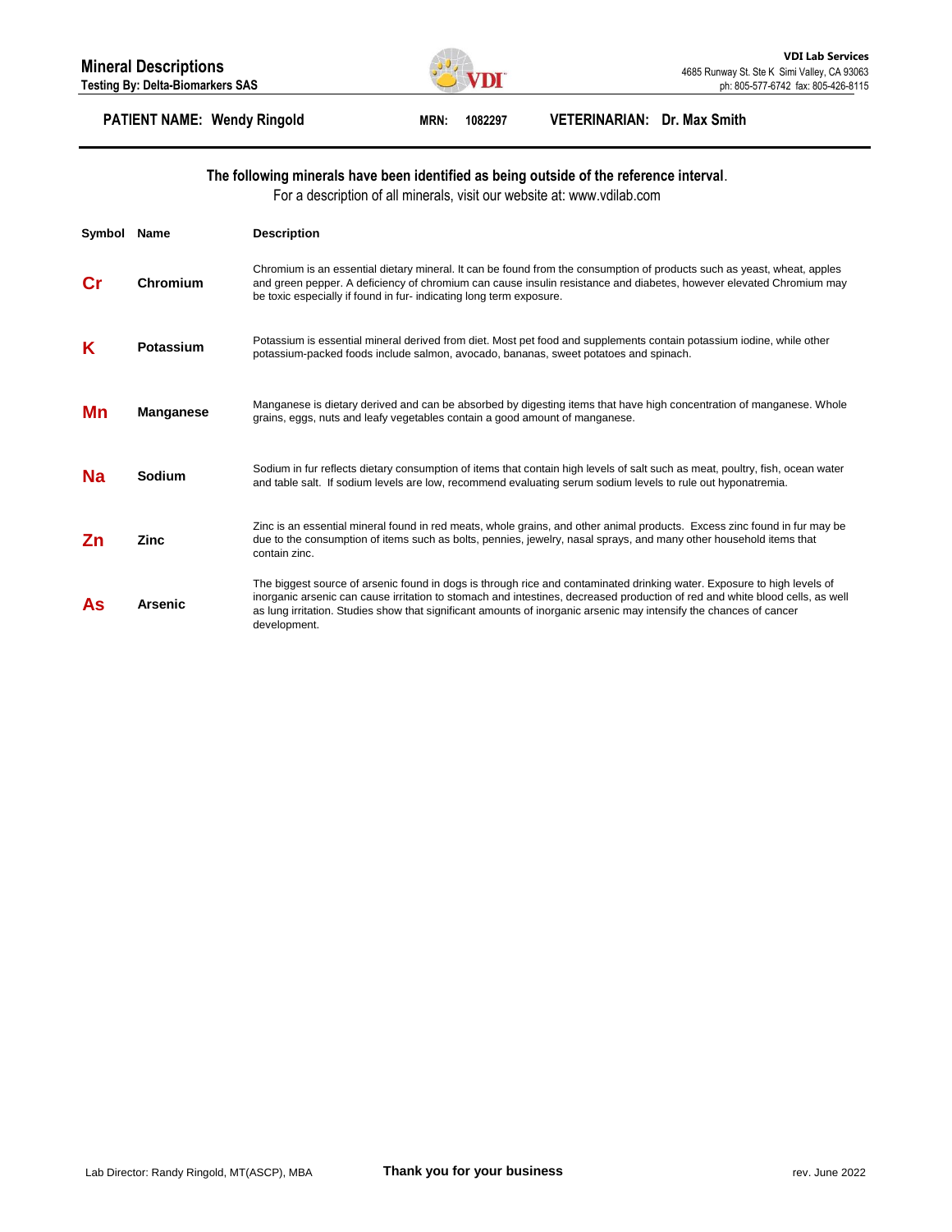## Mineral Descriptions

**Testing By: Delta-Biomarkers SAS**

**VDI Lab Services**
4685 Runway St. Ste K Simi Valley, CA 93063
ph: 805-577-6742 fax: 805-426-8115

**PATIENT NAME:** Wendy Ringold **MRN:** 1082297 **VETERINARIAN:** Dr. Max Smith

**The following minerals have been identified as being outside of the reference interval.**
For a description of all minerals, visit our website at: www.vdilab.com

| Symbol | Name | Description |
| --- | --- | --- |
| **Cr** | **Chromium** | Chromium is an essential dietary mineral. It can be found from the consumption of products such as yeast, wheat, apples and green pepper. A deficiency of chromium can cause insulin resistance and diabetes, however elevated Chromium may be toxic especially if found in fur- indicating long term exposure. |
| **K** | **Potassium** | Potassium is essential mineral derived from diet. Most pet food and supplements contain potassium iodine, while other potassium-packed foods include salmon, avocado, bananas, sweet potatoes and spinach. |
| **Mn** | **Manganese** | Manganese is dietary derived and can be absorbed by digesting items that have high concentration of manganese. Whole grains, eggs, nuts and leafy vegetables contain a good amount of manganese. |
| **Na** | **Sodium** | Sodium in fur reflects dietary consumption of items that contain high levels of salt such as meat, poultry, fish, ocean water and table salt. If sodium levels are low, recommend evaluating serum sodium levels to rule out hyponatremia. |
| **Zn** | **Zinc** | Zinc is an essential mineral found in red meats, whole grains, and other animal products. Excess zinc found in fur may be due to the consumption of items such as bolts, pennies, jewelry, nasal sprays, and many other household items that contain zinc. |
| **As** | **Arsenic** | The biggest source of arsenic found in dogs is through rice and contaminated drinking water. Exposure to high levels of inorganic arsenic can cause irritation to stomach and intestines, decreased production of red and white blood cells, as well as lung irritation. Studies show that significant amounts of inorganic arsenic may intensify the chances of cancer development. |

Lab Director: Randy Ringold, MT(ASCP), MBA

**Thank you for your business**

rev. June 2022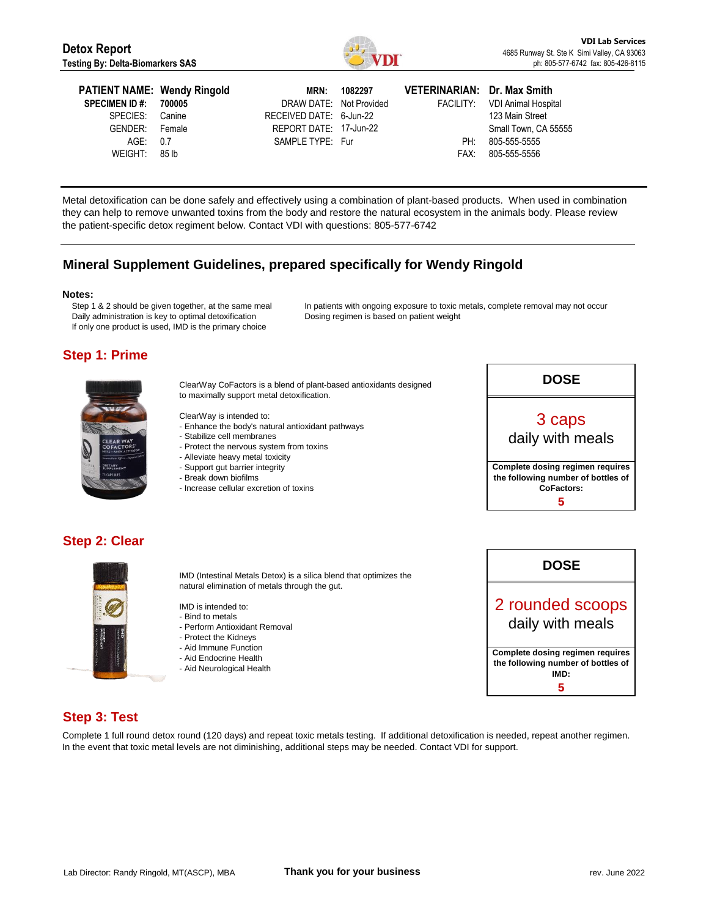**Detox Report**
**Testing By: Delta-Biomarkers SAS**

**VDI Lab Services**
4685 Runway St. Ste K Simi Valley, CA 93063
ph: 805-577-6742 fax: 805-426-8115

| | | | | | |
|---|---|---|---|---|---|
| **PATIENT NAME:** | **Wendy Ringold** | **MRN:** | **1082297** | **VETERINARIAN:** | **Dr. Max Smith** |
| **SPECIMEN ID #:** | **700005** | DRAW DATE: | Not Provided | FACILITY: | VDI Animal Hospital |
| SPECIES: | Canine | RECEIVED DATE: | 6-Jun-22 | | 123 Main Street |
| GENDER: | Female | REPORT DATE: | 17-Jun-22 | | Small Town, CA 55555 |
| AGE: | 0.7 | SAMPLE TYPE: | Fur | PH: | 805-555-5555 |
| WEIGHT: | 85 lb | | | FAX: | 805-555-5556 |

Metal detoxification can be done safely and effectively using a combination of plant-based products. When used in combination they can help to remove unwanted toxins from the body and restore the natural ecosystem in the animals body. Please review the patient-specific detox regiment below. Contact VDI with questions: 805-577-6742

## Mineral Supplement Guidelines, prepared specifically for Wendy Ringold

**Notes:**

- Step 1 & 2 should be given together, at the same meal
- Daily administration is key to optimal detoxification
- If only one product is used, IMD is the primary choice
- In patients with ongoing exposure to toxic metals, complete removal may not occur
- Dosing regimen is based on patient weight

## Step 1: Prime

ClearWay CoFactors is a blend of plant-based antioxidants designed to maximally support metal detoxification.

ClearWay is intended to:
- Enhance the body's natural antioxidant pathways
- Stabilize cell membranes
- Protect the nervous system from toxins
- Alleviate heavy metal toxicity
- Support gut barrier integrity
- Break down biofilms
- Increase cellular excretion of toxins

| DOSE |
|---|
| 3 caps daily with meals |
| **Complete dosing regimen requires the following number of bottles of CoFactors:** **5** |

## Step 2: Clear

IMD (Intestinal Metals Detox) is a silica blend that optimizes the natural elimination of metals through the gut.

IMD is intended to:
- Bind to metals
- Perform Antioxidant Removal
- Protect the Kidneys
- Aid Immune Function
- Aid Endocrine Health
- Aid Neurological Health

| DOSE |
|---|
| 2 rounded scoops daily with meals |
| **Complete dosing regimen requires the following number of bottles of IMD:** **5** |

## Step 3: Test

Complete 1 full round detox round (120 days) and repeat toxic metals testing. If additional detoxification is needed, repeat another regimen. In the event that toxic metal levels are not diminishing, additional steps may be needed. Contact VDI for support.

Lab Director: Randy Ringold, MT(ASCP), MBA

**Thank you for your business**

rev. June 2022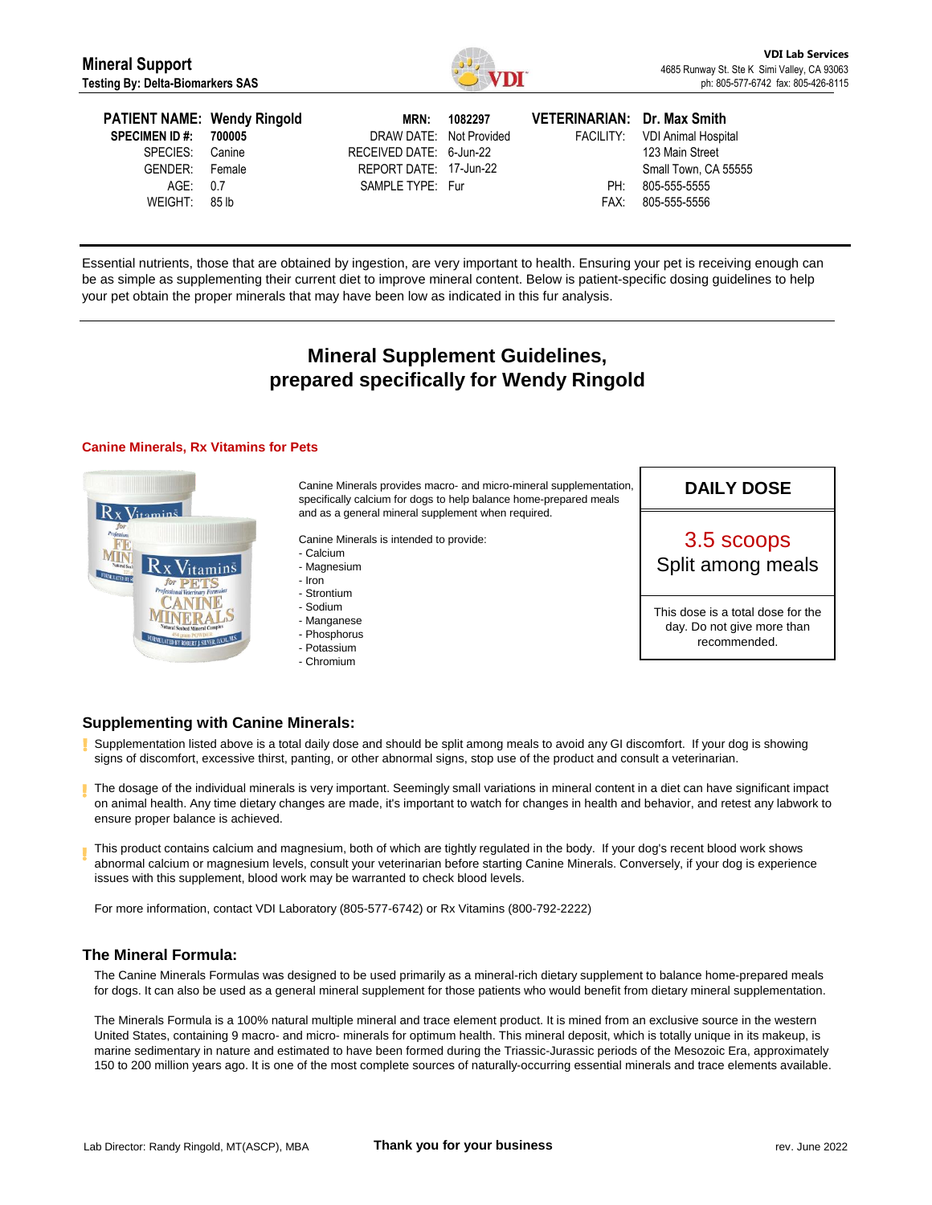**Mineral Support**
**Testing By: Delta-Biomarkers SAS**

**VDI Lab Services**
4685 Runway St. Ste K Simi Valley, CA 93063
ph: 805-577-6742 fax: 805-426-8115

| | | | | | |
|---|---|---|---|---|---|
| **PATIENT NAME:** | **Wendy Ringold** | **MRN:** | **1082297** | **VETERINARIAN:** | **Dr. Max Smith** |
| **SPECIMEN ID #:** | **700005** | DRAW DATE: | Not Provided | FACILITY: | VDI Animal Hospital |
| SPECIES: | Canine | RECEIVED DATE: | 6-Jun-22 | | 123 Main Street |
| GENDER: | Female | REPORT DATE: | 17-Jun-22 | | Small Town, CA 55555 |
| AGE: | 0.7 | SAMPLE TYPE: | Fur | PH: | 805-555-5555 |
| WEIGHT: | 85 lb | | | FAX: | 805-555-5556 |

Essential nutrients, those that are obtained by ingestion, are very important to health. Ensuring your pet is receiving enough can be as simple as supplementing their current diet to improve mineral content. Below is patient-specific dosing guidelines to help your pet obtain the proper minerals that may have been low as indicated in this fur analysis.

## Mineral Supplement Guidelines, prepared specifically for Wendy Ringold

### Canine Minerals, Rx Vitamins for Pets

Canine Minerals provides macro- and micro-mineral supplementation, specifically calcium for dogs to help balance home-prepared meals and as a general mineral supplement when required.

Canine Minerals is intended to provide:
- Calcium
- Magnesium
- Iron
- Strontium
- Sodium
- Manganese
- Phosphorus
- Potassium
- Chromium

**DAILY DOSE**

3.5 scoops
Split among meals

This dose is a total dose for the day. Do not give more than recommended.

### Supplementing with Canine Minerals:

- Supplementation listed above is a total daily dose and should be split among meals to avoid any GI discomfort. If your dog is showing signs of discomfort, excessive thirst, panting, or other abnormal signs, stop use of the product and consult a veterinarian.
- The dosage of the individual minerals is very important. Seemingly small variations in mineral content in a diet can have significant impact on animal health. Any time dietary changes are made, it's important to watch for changes in health and behavior, and retest any labwork to ensure proper balance is achieved.
- This product contains calcium and magnesium, both of which are tightly regulated in the body. If your dog's recent blood work shows abnormal calcium or magnesium levels, consult your veterinarian before starting Canine Minerals. Conversely, if your dog is experience issues with this supplement, blood work may be warranted to check blood levels.

For more information, contact VDI Laboratory (805-577-6742) or Rx Vitamins (800-792-2222)

### The Mineral Formula:

The Canine Minerals Formulas was designed to be used primarily as a mineral-rich dietary supplement to balance home-prepared meals for dogs. It can also be used as a general mineral supplement for those patients who would benefit from dietary mineral supplementation.

The Minerals Formula is a 100% natural multiple mineral and trace element product. It is mined from an exclusive source in the western United States, containing 9 macro- and micro- minerals for optimum health. This mineral deposit, which is totally unique in its makeup, is marine sedimentary in nature and estimated to have been formed during the Triassic-Jurassic periods of the Mesozoic Era, approximately 150 to 200 million years ago. It is one of the most complete sources of naturally-occurring essential minerals and trace elements available.

Lab Director: Randy Ringold, MT(ASCP), MBA

**Thank you for your business**

rev. June 2022